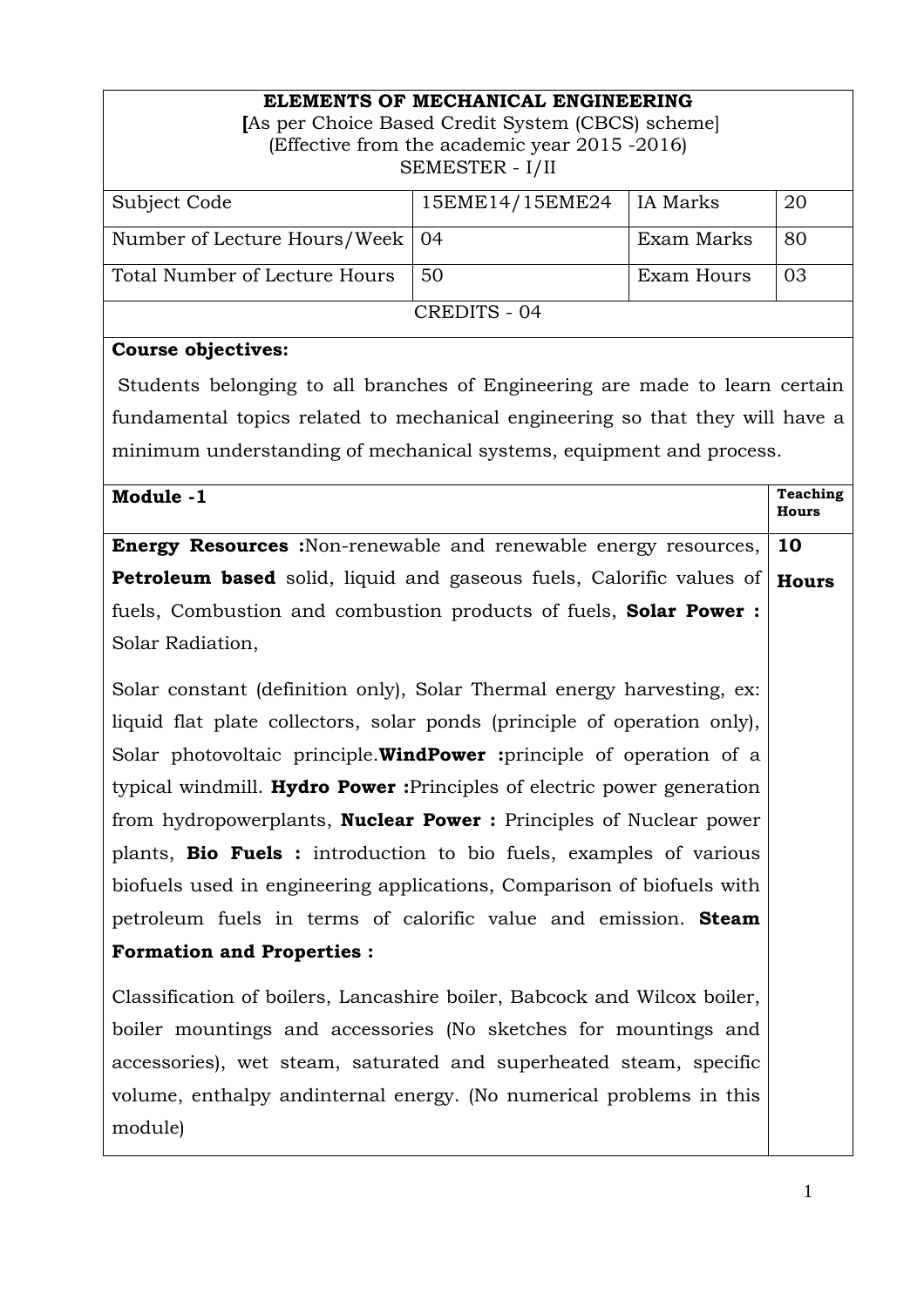**ELEMENTS OF MECHANICAL ENGINEERING**

**[**As per Choice Based Credit System (CBCS) scheme]

(Effective from the academic year 2015 -2016)

SEMESTER - I/II

| Subject Code | 15EME14/15EME24 | IA Marks | 20 |
|---|---|---|---|
| Number of Lecture Hours/Week | 04 | Exam Marks | 80 |
| Total Number of Lecture Hours | 50 | Exam Hours | 03 |

CREDITS - 04

**Course objectives:**

Students belonging to all branches of Engineering are made to learn certain fundamental topics related to mechanical engineering so that they will have a minimum understanding of mechanical systems, equipment and process.

| **Module -1** | **Teaching Hours** |
|---|---|
| **Energy Resources :**Non-renewable and renewable energy resources, **Petroleum based** solid, liquid and gaseous fuels, Calorific values of fuels, Combustion and combustion products of fuels, **Solar Power :** Solar Radiation, Solar constant (definition only), Solar Thermal energy harvesting, ex: liquid flat plate collectors, solar ponds (principle of operation only), Solar photovoltaic principle.**WindPower :**principle of operation of a typical windmill. **Hydro Power :**Principles of electric power generation from hydropowerplants, **Nuclear Power :** Principles of Nuclear power plants, **Bio Fuels :** introduction to bio fuels, examples of various biofuels used in engineering applications, Comparison of biofuels with petroleum fuels in terms of calorific value and emission. **Steam Formation and Properties :** Classification of boilers, Lancashire boiler, Babcock and Wilcox boiler, boiler mountings and accessories (No sketches for mountings and accessories), wet steam, saturated and superheated steam, specific volume, enthalpy andinternal energy. (No numerical problems in this module) | **10 Hours** |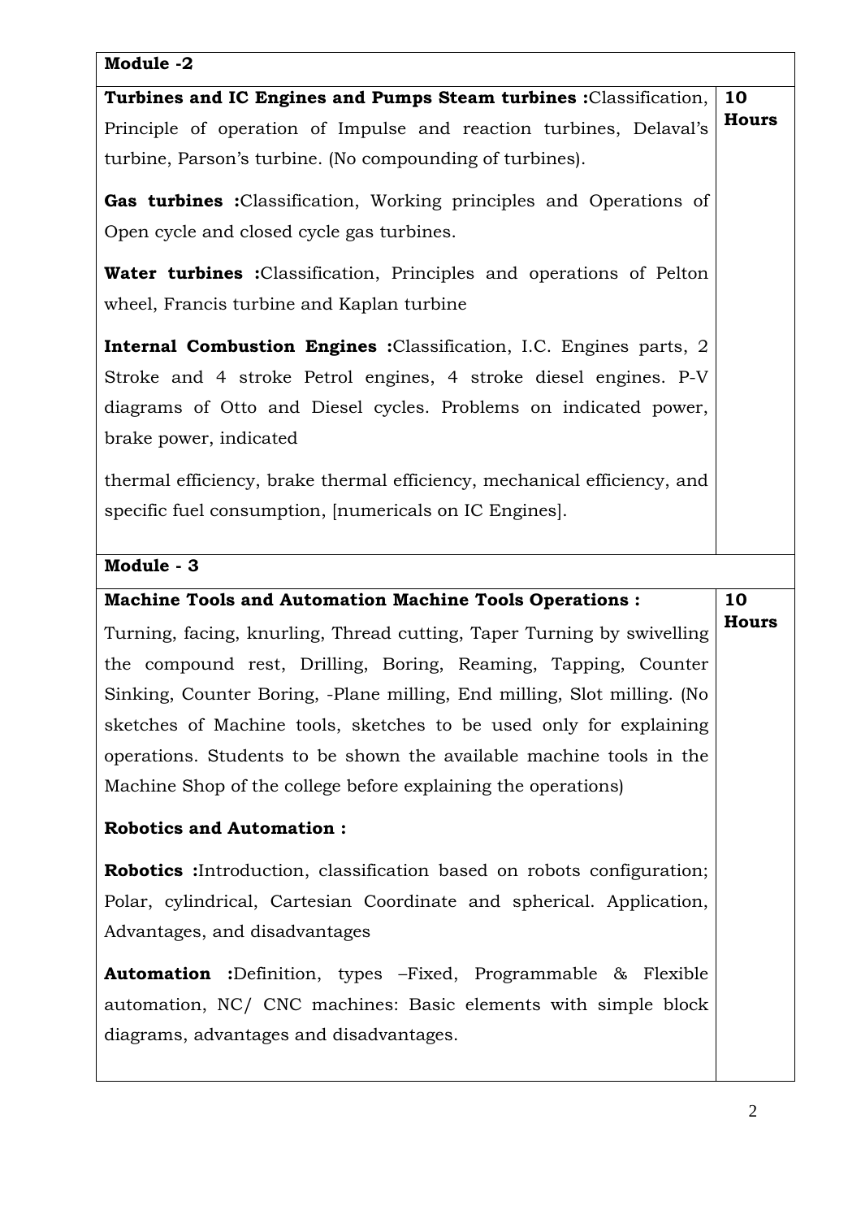| Module -2 | |
|---|---|
| **Turbines and IC Engines and Pumps Steam turbines :**Classification, Principle of operation of Impulse and reaction turbines, Delaval's turbine, Parson's turbine. (No compounding of turbines).<br><br>**Gas turbines :**Classification, Working principles and Operations of Open cycle and closed cycle gas turbines.<br><br>**Water turbines :**Classification, Principles and operations of Pelton wheel, Francis turbine and Kaplan turbine<br><br>**Internal Combustion Engines :**Classification, I.C. Engines parts, 2 Stroke and 4 stroke Petrol engines, 4 stroke diesel engines. P-V diagrams of Otto and Diesel cycles. Problems on indicated power, brake power, indicated<br><br>thermal efficiency, brake thermal efficiency, mechanical efficiency, and specific fuel consumption, [numericals on IC Engines]. | **10 Hours** |
| **Module - 3** | |
| **Machine Tools and Automation Machine Tools Operations :**<br>Turning, facing, knurling, Thread cutting, Taper Turning by swivelling the compound rest, Drilling, Boring, Reaming, Tapping, Counter Sinking, Counter Boring, -Plane milling, End milling, Slot milling. (No sketches of Machine tools, sketches to be used only for explaining operations. Students to be shown the available machine tools in the Machine Shop of the college before explaining the operations)<br><br>**Robotics and Automation :**<br><br>**Robotics :**Introduction, classification based on robots configuration; Polar, cylindrical, Cartesian Coordinate and spherical. Application, Advantages, and disadvantages<br><br>**Automation :**Definition, types –Fixed, Programmable & Flexible automation, NC/ CNC machines: Basic elements with simple block diagrams, advantages and disadvantages. | **10 Hours** |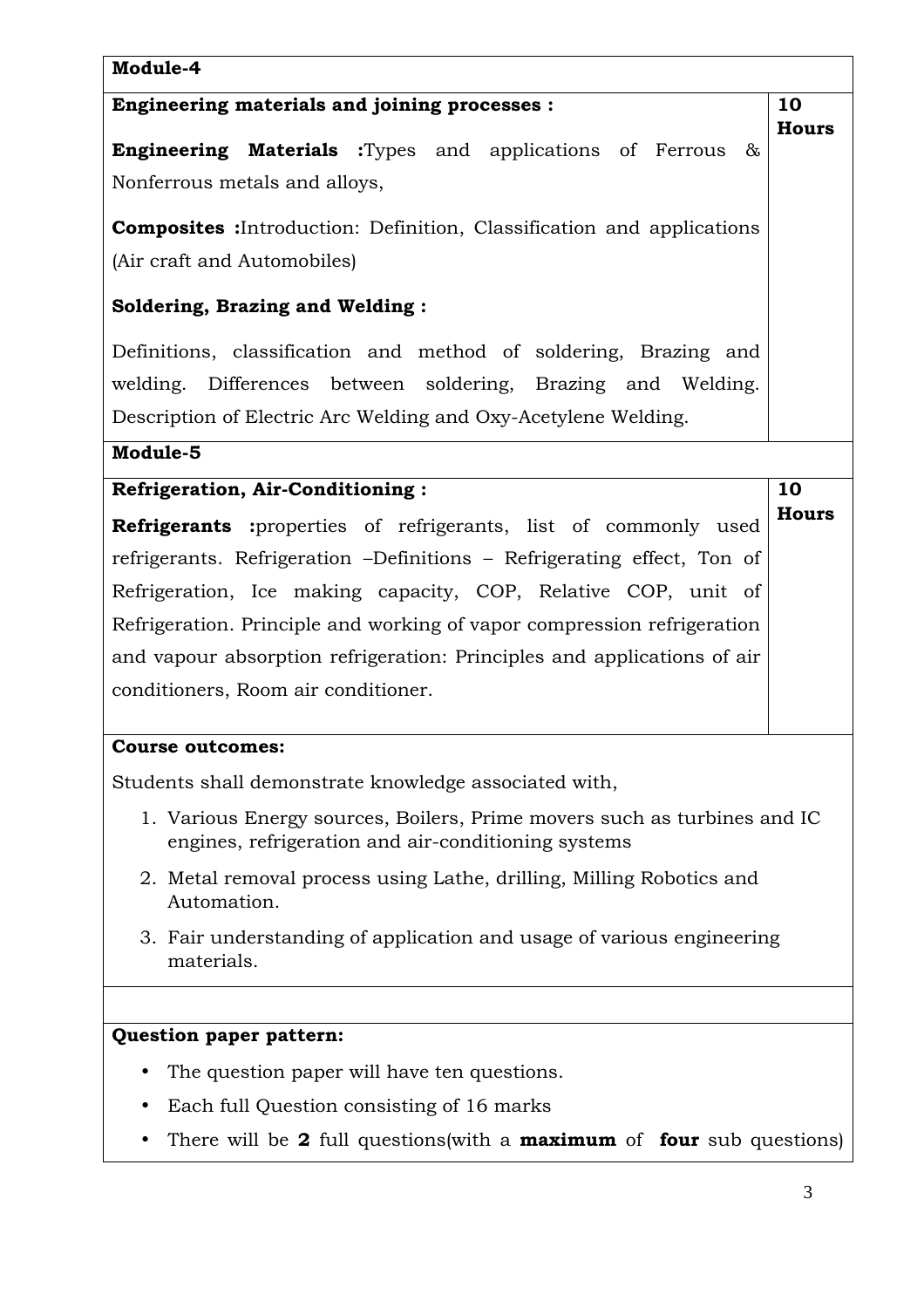| Module-4 | |
|---|---|
| **Engineering materials and joining processes :**<br><br>**Engineering Materials :**Types and applications of Ferrous & Nonferrous metals and alloys,<br><br>**Composites :**Introduction: Definition, Classification and applications (Air craft and Automobiles)<br><br>**Soldering, Brazing and Welding :**<br><br>Definitions, classification and method of soldering, Brazing and welding. Differences between soldering, Brazing and Welding. Description of Electric Arc Welding and Oxy-Acetylene Welding. | **10 Hours** |
| **Module-5** | |
| **Refrigeration, Air-Conditioning :**<br><br>**Refrigerants :**properties of refrigerants, list of commonly used refrigerants. Refrigeration –Definitions – Refrigerating effect, Ton of Refrigeration, Ice making capacity, COP, Relative COP, unit of Refrigeration. Principle and working of vapor compression refrigeration and vapour absorption refrigeration: Principles and applications of air conditioners, Room air conditioner. | **10 Hours** |

**Course outcomes:**

Students shall demonstrate knowledge associated with,

1. Various Energy sources, Boilers, Prime movers such as turbines and IC engines, refrigeration and air-conditioning systems
2. Metal removal process using Lathe, drilling, Milling Robotics and Automation.
3. Fair understanding of application and usage of various engineering materials.

**Question paper pattern:**

- The question paper will have ten questions.
- Each full Question consisting of 16 marks
- There will be **2** full questions(with a **maximum** of **four** sub questions)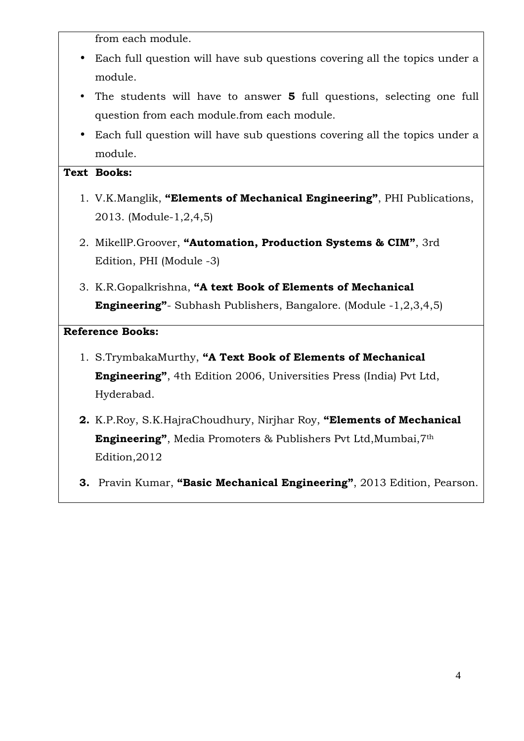from each module.

- Each full question will have sub questions covering all the topics under a module.
- The students will have to answer **5** full questions, selecting one full question from each module.from each module.
- Each full question will have sub questions covering all the topics under a module.

**Text Books:**

1. V.K.Manglik, **"Elements of Mechanical Engineering"**, PHI Publications, 2013. (Module-1,2,4,5)
2. MikellP.Groover, **"Automation, Production Systems & CIM"**, 3rd Edition, PHI (Module -3)
3. K.R.Gopalkrishna, **"A text Book of Elements of Mechanical Engineering"**- Subhash Publishers, Bangalore. (Module -1,2,3,4,5)

**Reference Books:**

1. S.TrymbakaMurthy, **"A Text Book of Elements of Mechanical Engineering"**, 4th Edition 2006, Universities Press (India) Pvt Ltd, Hyderabad.
2. K.P.Roy, S.K.HajraChoudhury, Nirjhar Roy, **"Elements of Mechanical Engineering"**, Media Promoters & Publishers Pvt Ltd,Mumbai,7th Edition,2012
3. Pravin Kumar, **"Basic Mechanical Engineering"**, 2013 Edition, Pearson.